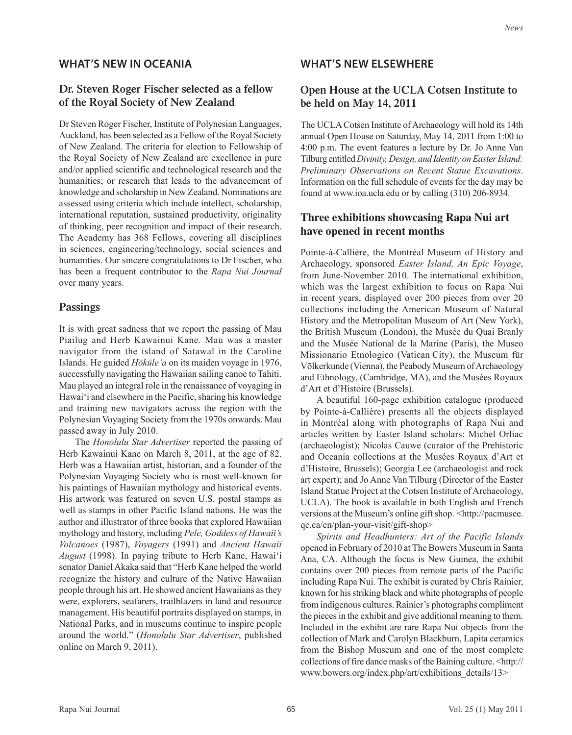## WHAT'S NEW IN OCEANIA

### Dr. Steven Roger Fischer selected as a fellow of the Royal Society of New Zealand

Dr Steven Roger Fischer, Institute of Polynesian Languages, Auckland, has been selected as a Fellow of the Royal Society of New Zealand. The criteria for election to Fellowship of the Royal Society of New Zealand are excellence in pure and/or applied scientific and technological research and the humanities; or research that leads to the advancement of knowledge and scholarship in New Zealand. Nominations are assessed using criteria which include intellect, scholarship, international reputation, sustained productivity, originality of thinking, peer recognition and impact of their research. The Academy has 368 Fellows, covering all disciplines in sciences, engineering/technology, social sciences and humanities. Our sincere congratulations to Dr Fischer, who has been a frequent contributor to the *Rapa Nui Journal* over many years.

### Passings

It is with great sadness that we report the passing of Mau Piailug and Herb Kawainui Kane. Mau was a master navigator from the island of Satawal in the Caroline Islands. He guided *Hōkūle'a* on its maiden voyage in 1976, successfully navigating the Hawaiian sailing canoe to Tahiti. Mau played an integral role in the renaissance of voyaging in Hawai'i and elsewhere in the Pacific, sharing his knowledge and training new navigators across the region with the Polynesian Voyaging Society from the 1970s onwards. Mau passed away in July 2010.

The *Honolulu Star Advertiser* reported the passing of Herb Kawainui Kane on March 8, 2011, at the age of 82. Herb was a Hawaiian artist, historian, and a founder of the Polynesian Voyaging Society who is most well-known for his paintings of Hawaiian mythology and historical events. His artwork was featured on seven U.S. postal stamps as well as stamps in other Pacific Island nations. He was the author and illustrator of three books that explored Hawaiian mythology and history, including *Pele, Goddess of Hawaii's Volcanoes* (1987), *Voyagers* (1991) and *Ancient Hawaii August* (1998). In paying tribute to Herb Kane, Hawai'i senator Daniel Akaka said that "Herb Kane helped the world recognize the history and culture of the Native Hawaiian people through his art. He showed ancient Hawaiians as they were, explorers, seafarers, trailblazers in land and resource management. His beautiful portraits displayed on stamps, in National Parks, and in museums continue to inspire people around the world." (*Honolulu Star Advertiser*, published online on March 9, 2011).

## WHAT'S NEW ELSEWHERE

### Open House at the UCLA Cotsen Institute to be held on May 14, 2011

The UCLA Cotsen Institute of Archaeology will hold its 14th annual Open House on Saturday, May 14, 2011 from 1:00 to 4:00 p.m. The event features a lecture by Dr. Jo Anne Van Tilburg entitled *Divinity, Design, and Identity on Easter Island: Preliminary Observations on Recent Statue Excavations*. Information on the full schedule of events for the day may be found at www.ioa.ucla.edu or by calling (310) 206-8934.

### Three exhibitions showcasing Rapa Nui art have opened in recent months

Pointe-à-Callière, the Montréal Museum of History and Archaeology, sponsored *Easter Island, An Epic Voyage*, from June-November 2010. The international exhibition, which was the largest exhibition to focus on Rapa Nui in recent years, displayed over 200 pieces from over 20 collections including the American Museum of Natural History and the Metropolitan Museum of Art (New York), the British Museum (London), the Musée du Quai Branly and the Musée National de la Marine (Paris), the Museo Missionario Etnologico (Vatican City), the Museum fũr Võlkerkunde (Vienna), the Peabody Museum of Archaeology and Ethnology, (Cambridge, MA), and the Musées Royaux d'Art et d'Histoire (Brussels).

A beautiful 160-page exhibition catalogue (produced by Pointe-à-Callière) presents all the objects displayed in Montréal along with photographs of Rapa Nui and articles written by Easter Island scholars: Michel Orliac (archaeologist); Nicolas Cauwe (curator of the Prehistoric and Oceania collections at the Musées Royaux d'Art et d'Histoire, Brussels); Georgia Lee (archaeologist and rock art expert); and Jo Anne Van Tilburg (Director of the Easter Island Statue Project at the Cotsen Institute of Archaeology, UCLA). The book is available in both English and French versions at the Museum's online gift shop. <http://pacmusee.qc.ca/en/plan-your-visit/gift-shop>

*Spirits and Headhunters: Art of the Pacific Islands* opened in February of 2010 at The Bowers Museum in Santa Ana, CA. Although the focus is New Guinea, the exhibit contains over 200 pieces from remote parts of the Pacific including Rapa Nui. The exhibit is curated by Chris Rainier, known for his striking black and white photographs of people from indigenous cultures. Rainier's photographs compliment the pieces in the exhibit and give additional meaning to them. Included in the exhibit are rare Rapa Nui objects from the collection of Mark and Carolyn Blackburn, Lapita ceramics from the Bishop Museum and one of the most complete collections of fire dance masks of the Baining culture. <http://www.bowers.org/index.php/art/exhibitions_details/13>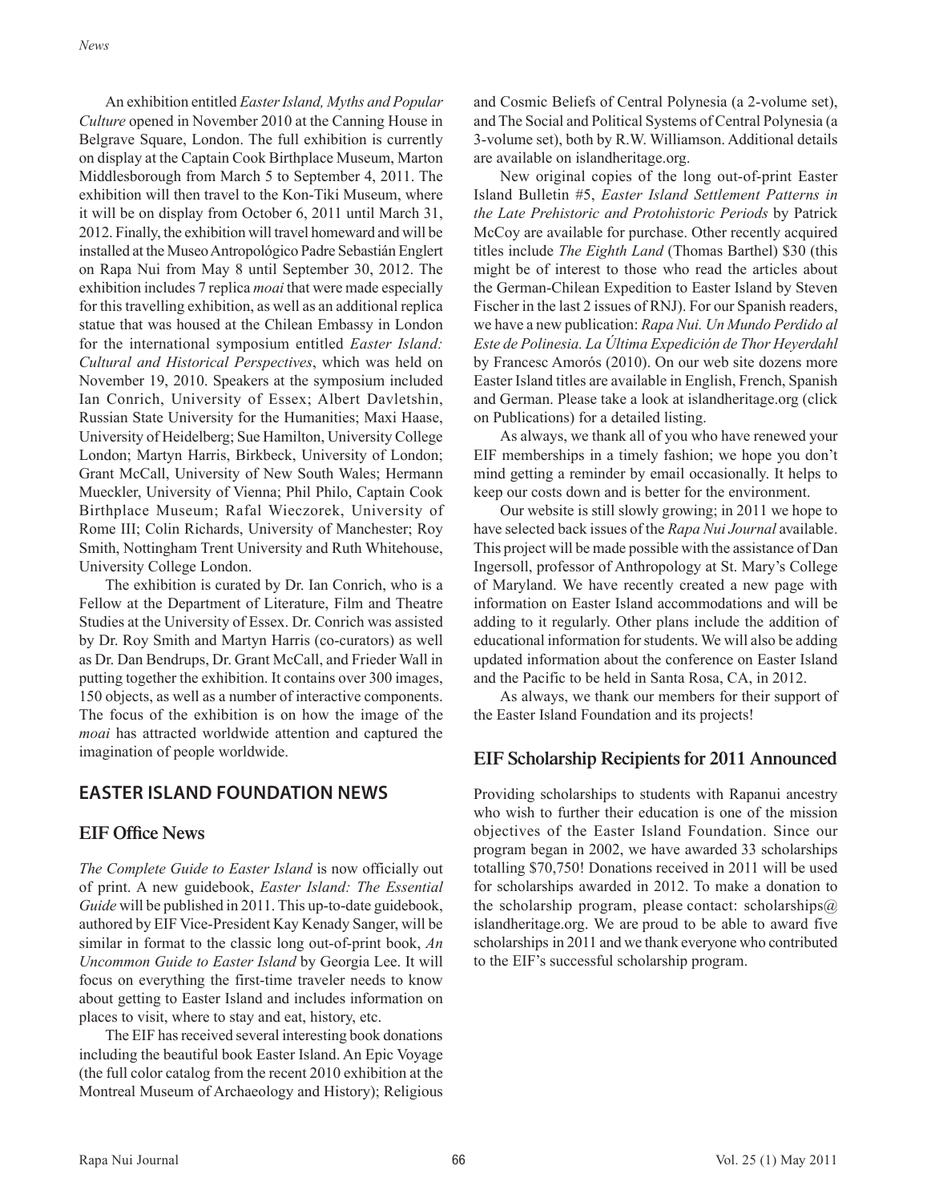An exhibition entitled *Easter Island, Myths and Popular Culture* opened in November 2010 at the Canning House in Belgrave Square, London. The full exhibition is currently on display at the Captain Cook Birthplace Museum, Marton Middlesborough from March 5 to September 4, 2011. The exhibition will then travel to the Kon-Tiki Museum, where it will be on display from October 6, 2011 until March 31, 2012. Finally, the exhibition will travel homeward and will be installed at the Museo Antropológico Padre Sebastián Englert on Rapa Nui from May 8 until September 30, 2012. The exhibition includes 7 replica *moai* that were made especially for this travelling exhibition, as well as an additional replica statue that was housed at the Chilean Embassy in London for the international symposium entitled *Easter Island: Cultural and Historical Perspectives*, which was held on November 19, 2010. Speakers at the symposium included Ian Conrich, University of Essex; Albert Davletshin, Russian State University for the Humanities; Maxi Haase, University of Heidelberg; Sue Hamilton, University College London; Martyn Harris, Birkbeck, University of London; Grant McCall, University of New South Wales; Hermann Mueckler, University of Vienna; Phil Philo, Captain Cook Birthplace Museum; Rafal Wieczorek, University of Rome III; Colin Richards, University of Manchester; Roy Smith, Nottingham Trent University and Ruth Whitehouse, University College London.

The exhibition is curated by Dr. Ian Conrich, who is a Fellow at the Department of Literature, Film and Theatre Studies at the University of Essex. Dr. Conrich was assisted by Dr. Roy Smith and Martyn Harris (co-curators) as well as Dr. Dan Bendrups, Dr. Grant McCall, and Frieder Wall in putting together the exhibition. It contains over 300 images, 150 objects, as well as a number of interactive components. The focus of the exhibition is on how the image of the *moai* has attracted worldwide attention and captured the imagination of people worldwide.

## EASTER ISLAND FOUNDATION NEWS

### EIF Office News

*The Complete Guide to Easter Island* is now officially out of print. A new guidebook, *Easter Island: The Essential Guide* will be published in 2011. This up-to-date guidebook, authored by EIF Vice-President Kay Kenady Sanger, will be similar in format to the classic long out-of-print book, *An Uncommon Guide to Easter Island* by Georgia Lee. It will focus on everything the first-time traveler needs to know about getting to Easter Island and includes information on places to visit, where to stay and eat, history, etc.

The EIF has received several interesting book donations including the beautiful book Easter Island. An Epic Voyage (the full color catalog from the recent 2010 exhibition at the Montreal Museum of Archaeology and History); Religious and Cosmic Beliefs of Central Polynesia (a 2-volume set), and The Social and Political Systems of Central Polynesia (a 3-volume set), both by R.W. Williamson. Additional details are available on islandheritage.org.

New original copies of the long out-of-print Easter Island Bulletin #5, *Easter Island Settlement Patterns in the Late Prehistoric and Protohistoric Periods* by Patrick McCoy are available for purchase. Other recently acquired titles include *The Eighth Land* (Thomas Barthel) $30 (this might be of interest to those who read the articles about the German-Chilean Expedition to Easter Island by Steven Fischer in the last 2 issues of RNJ). For our Spanish readers, we have a new publication: *Rapa Nui. Un Mundo Perdido al Este de Polinesia. La Última Expedición de Thor Heyerdahl* by Francesc Amorós (2010). On our web site dozens more Easter Island titles are available in English, French, Spanish and German. Please take a look at islandheritage.org (click on Publications) for a detailed listing.

As always, we thank all of you who have renewed your EIF memberships in a timely fashion; we hope you don't mind getting a reminder by email occasionally. It helps to keep our costs down and is better for the environment.

Our website is still slowly growing; in 2011 we hope to have selected back issues of the *Rapa Nui Journal* available. This project will be made possible with the assistance of Dan Ingersoll, professor of Anthropology at St. Mary's College of Maryland. We have recently created a new page with information on Easter Island accommodations and will be adding to it regularly. Other plans include the addition of educational information for students. We will also be adding updated information about the conference on Easter Island and the Pacific to be held in Santa Rosa, CA, in 2012.

As always, we thank our members for their support of the Easter Island Foundation and its projects!

### EIF Scholarship Recipients for 2011 Announced

Providing scholarships to students with Rapanui ancestry who wish to further their education is one of the mission objectives of the Easter Island Foundation. Since our program began in 2002, we have awarded 33 scholarships totalling $70,750! Donations received in 2011 will be used for scholarships awarded in 2012. To make a donation to the scholarship program, please contact: scholarships@islandheritage.org. We are proud to be able to award five scholarships in 2011 and we thank everyone who contributed to the EIF's successful scholarship program.